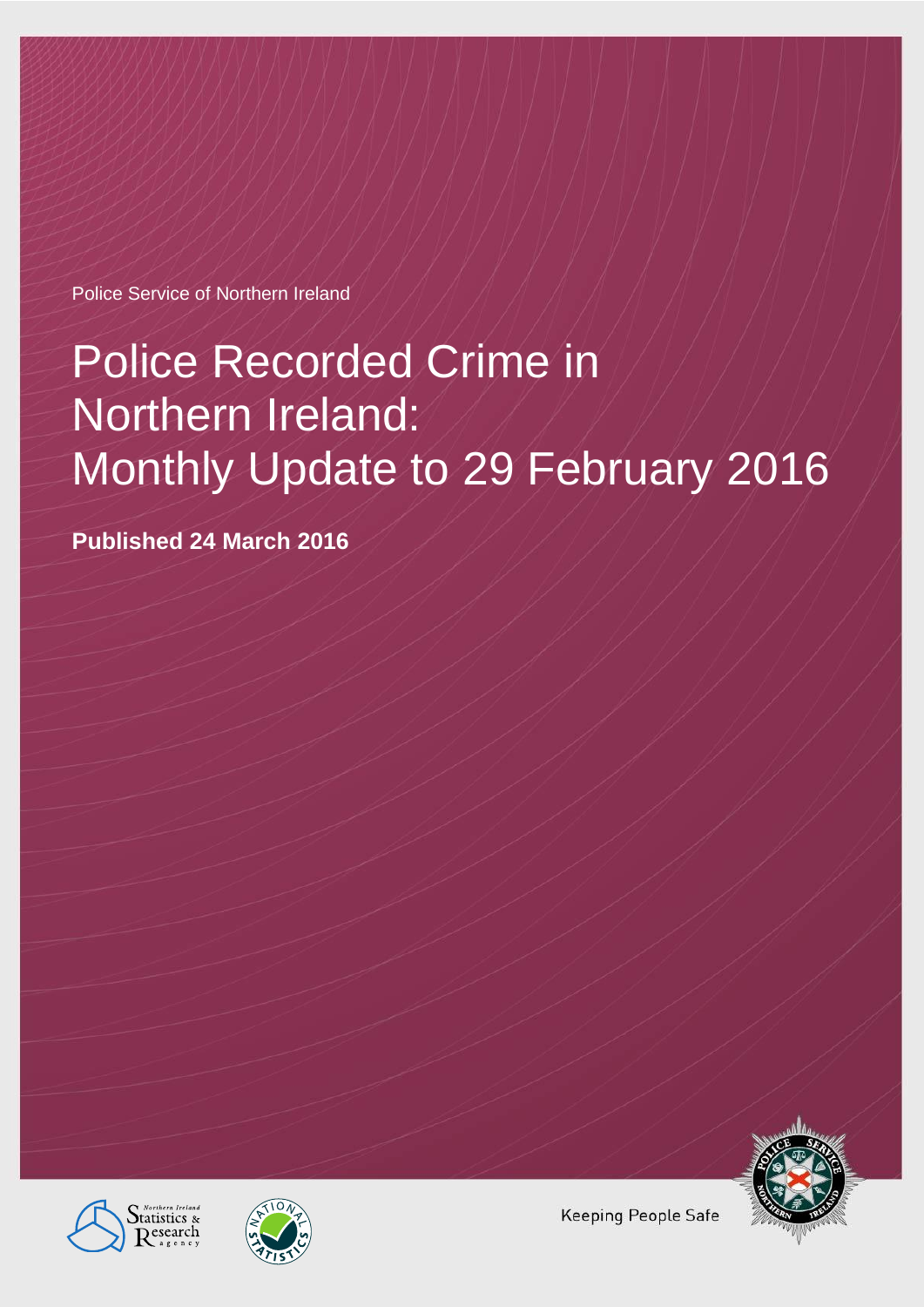Police Service of Northern Ireland

# Police Recorded Crime in Northern Ireland: Monthly Update to 29 February 2016

**Published 24 March 2016**

Keeping People Safe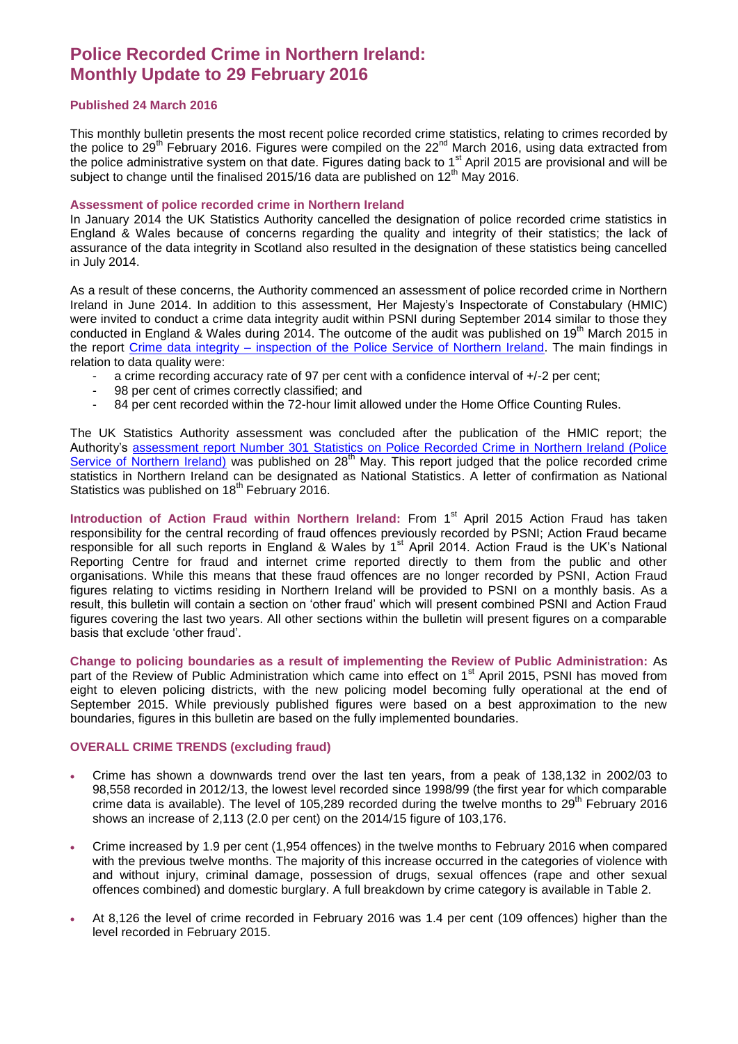# Police Recorded Crime in Northern Ireland: Monthly Update to 29 February 2016

**Published 24 March 2016**

This monthly bulletin presents the most recent police recorded crime statistics, relating to crimes recorded by the police to 29th February 2016. Figures were compiled on the 22nd March 2016, using data extracted from the police administrative system on that date. Figures dating back to 1st April 2015 are provisional and will be subject to change until the finalised 2015/16 data are published on 12th May 2016.

### Assessment of police recorded crime in Northern Ireland

In January 2014 the UK Statistics Authority cancelled the designation of police recorded crime statistics in England & Wales because of concerns regarding the quality and integrity of their statistics; the lack of assurance of the data integrity in Scotland also resulted in the designation of these statistics being cancelled in July 2014.

As a result of these concerns, the Authority commenced an assessment of police recorded crime in Northern Ireland in June 2014. In addition to this assessment, Her Majesty's Inspectorate of Constabulary (HMIC) were invited to conduct a crime data integrity audit within PSNI during September 2014 similar to those they conducted in England & Wales during 2014. The outcome of the audit was published on 19th March 2015 in the report Crime data integrity – inspection of the Police Service of Northern Ireland. The main findings in relation to data quality were:

- a crime recording accuracy rate of 97 per cent with a confidence interval of +/-2 per cent;
- 98 per cent of crimes correctly classified; and
- 84 per cent recorded within the 72-hour limit allowed under the Home Office Counting Rules.

The UK Statistics Authority assessment was concluded after the publication of the HMIC report; the Authority's assessment report Number 301 Statistics on Police Recorded Crime in Northern Ireland (Police Service of Northern Ireland) was published on 28th May. This report judged that the police recorded crime statistics in Northern Ireland can be designated as National Statistics. A letter of confirmation as National Statistics was published on 18th February 2016.

**Introduction of Action Fraud within Northern Ireland:** From 1st April 2015 Action Fraud has taken responsibility for the central recording of fraud offences previously recorded by PSNI; Action Fraud became responsible for all such reports in England & Wales by 1st April 2014. Action Fraud is the UK's National Reporting Centre for fraud and internet crime reported directly to them from the public and other organisations. While this means that these fraud offences are no longer recorded by PSNI, Action Fraud figures relating to victims residing in Northern Ireland will be provided to PSNI on a monthly basis. As a result, this bulletin will contain a section on 'other fraud' which will present combined PSNI and Action Fraud figures covering the last two years. All other sections within the bulletin will present figures on a comparable basis that exclude 'other fraud'.

**Change to policing boundaries as a result of implementing the Review of Public Administration:** As part of the Review of Public Administration which came into effect on 1st April 2015, PSNI has moved from eight to eleven policing districts, with the new policing model becoming fully operational at the end of September 2015. While previously published figures were based on a best approximation to the new boundaries, figures in this bulletin are based on the fully implemented boundaries.

### OVERALL CRIME TRENDS (excluding fraud)

- Crime has shown a downwards trend over the last ten years, from a peak of 138,132 in 2002/03 to 98,558 recorded in 2012/13, the lowest level recorded since 1998/99 (the first year for which comparable crime data is available). The level of 105,289 recorded during the twelve months to 29th February 2016 shows an increase of 2,113 (2.0 per cent) on the 2014/15 figure of 103,176.
- Crime increased by 1.9 per cent (1,954 offences) in the twelve months to February 2016 when compared with the previous twelve months. The majority of this increase occurred in the categories of violence with and without injury, criminal damage, possession of drugs, sexual offences (rape and other sexual offences combined) and domestic burglary. A full breakdown by crime category is available in Table 2.
- At 8,126 the level of crime recorded in February 2016 was 1.4 per cent (109 offences) higher than the level recorded in February 2015.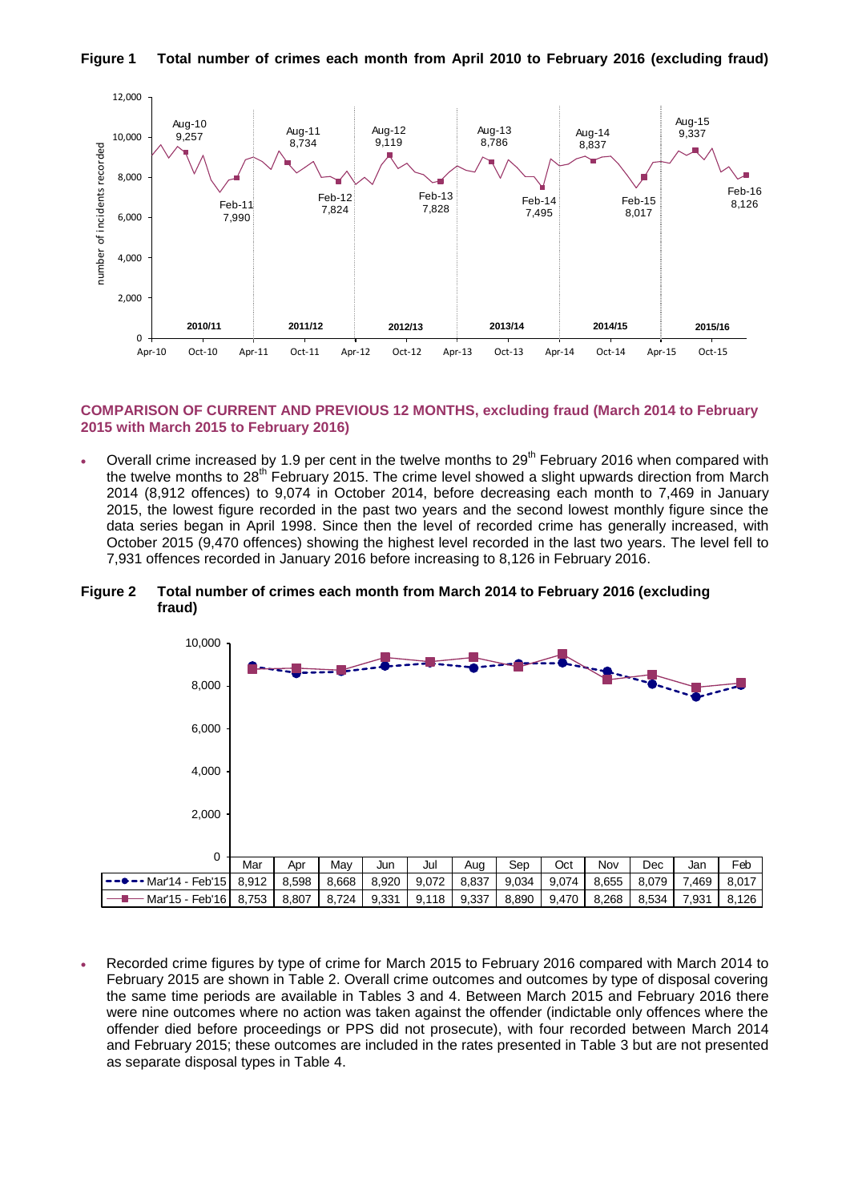**Figure 1 Total number of crimes each month from April 2010 to February 2016 (excluding fraud)**

**COMPARISON OF CURRENT AND PREVIOUS 12 MONTHS, excluding fraud (March 2014 to February 2015 with March 2015 to February 2016)**

- Overall crime increased by 1.9 per cent in the twelve months to 29th February 2016 when compared with the twelve months to 28th February 2015. The crime level showed a slight upwards direction from March 2014 (8,912 offences) to 9,074 in October 2014, before decreasing each month to 7,469 in January 2015, the lowest figure recorded in the past two years and the second lowest monthly figure since the data series began in April 1998. Since then the level of recorded crime has generally increased, with October 2015 (9,470 offences) showing the highest level recorded in the last two years. The level fell to 7,931 offences recorded in January 2016 before increasing to 8,126 in February 2016.

**Figure 2 Total number of crimes each month from March 2014 to February 2016 (excluding fraud)**

| | Mar | Apr | May | Jun | Jul | Aug | Sep | Oct | Nov | Dec | Jan | Feb |
|---|---|---|---|---|---|---|---|---|---|---|---|---|
| Mar'14 - Feb'15 | 8,912 | 8,598 | 8,668 | 8,920 | 9,072 | 8,837 | 9,034 | 9,074 | 8,655 | 8,079 | 7,469 | 8,017 |
| Mar'15 - Feb'16 | 8,753 | 8,807 | 8,724 | 9,331 | 9,118 | 9,337 | 8,890 | 9,470 | 8,268 | 8,534 | 7,931 | 8,126 |

- Recorded crime figures by type of crime for March 2015 to February 2016 compared with March 2014 to February 2015 are shown in Table 2. Overall crime outcomes and outcomes by type of disposal covering the same time periods are available in Tables 3 and 4. Between March 2015 and February 2016 there were nine outcomes where no action was taken against the offender (indictable only offences where the offender died before proceedings or PPS did not prosecute), with four recorded between March 2014 and February 2015; these outcomes are included in the rates presented in Table 3 but are not presented as separate disposal types in Table 4.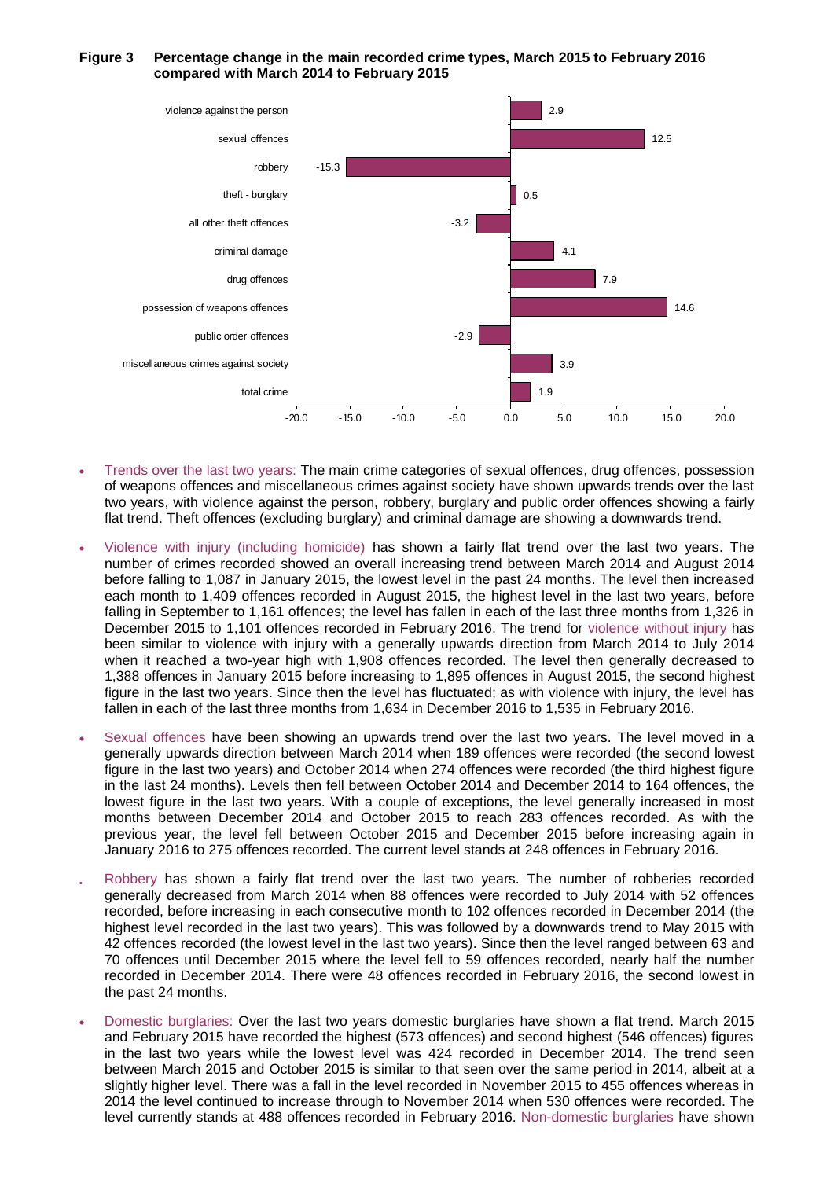**Figure 3 Percentage change in the main recorded crime types, March 2015 to February 2016 compared with March 2014 to February 2015**

| Crime type | % change |
|---|---|
| violence against the person | 2.9 |
| sexual offences | 12.5 |
| robbery | -15.3 |
| theft - burglary | 0.5 |
| all other theft offences | -3.2 |
| criminal damage | 4.1 |
| drug offences | 7.9 |
| possession of weapons offences | 14.6 |
| public order offences | -2.9 |
| miscellaneous crimes against society | 3.9 |
| total crime | 1.9 |

- Trends over the last two years: The main crime categories of sexual offences, drug offences, possession of weapons offences and miscellaneous crimes against society have shown upwards trends over the last two years, with violence against the person, robbery, burglary and public order offences showing a fairly flat trend. Theft offences (excluding burglary) and criminal damage are showing a downwards trend.

- Violence with injury (including homicide) has shown a fairly flat trend over the last two years. The number of crimes recorded showed an overall increasing trend between March 2014 and August 2014 before falling to 1,087 in January 2015, the lowest level in the past 24 months. The level then increased each month to 1,409 offences recorded in August 2015, the highest level in the last two years, before falling in September to 1,161 offences; the level has fallen in each of the last three months from 1,326 in December 2015 to 1,101 offences recorded in February 2016. The trend for violence without injury has been similar to violence with injury with a generally upwards direction from March 2014 to July 2014 when it reached a two-year high with 1,908 offences recorded. The level then generally decreased to 1,388 offences in January 2015 before increasing to 1,895 offences in August 2015, the second highest figure in the last two years. Since then the level has fluctuated; as with violence with injury, the level has fallen in each of the last three months from 1,634 in December 2016 to 1,535 in February 2016.

- Sexual offences have been showing an upwards trend over the last two years. The level moved in a generally upwards direction between March 2014 when 189 offences were recorded (the second lowest figure in the last two years) and October 2014 when 274 offences were recorded (the third highest figure in the last 24 months). Levels then fell between October 2014 and December 2014 to 164 offences, the lowest figure in the last two years. With a couple of exceptions, the level generally increased in most months between December 2014 and October 2015 to reach 283 offences recorded. As with the previous year, the level fell between October 2015 and December 2015 before increasing again in January 2016 to 275 offences recorded. The current level stands at 248 offences in February 2016.

- Robbery has shown a fairly flat trend over the last two years. The number of robberies recorded generally decreased from March 2014 when 88 offences were recorded to July 2014 with 52 offences recorded, before increasing in each consecutive month to 102 offences recorded in December 2014 (the highest level recorded in the last two years). This was followed by a downwards trend to May 2015 with 42 offences recorded (the lowest level in the last two years). Since then the level ranged between 63 and 70 offences until December 2015 where the level fell to 59 offences recorded, nearly half the number recorded in December 2014. There were 48 offences recorded in February 2016, the second lowest in the past 24 months.

- Domestic burglaries: Over the last two years domestic burglaries have shown a flat trend. March 2015 and February 2015 have recorded the highest (573 offences) and second highest (546 offences) figures in the last two years while the lowest level was 424 recorded in December 2014. The trend seen between March 2015 and October 2015 is similar to that seen over the same period in 2014, albeit at a slightly higher level. There was a fall in the level recorded in November 2015 to 455 offences whereas in 2014 the level continued to increase through to November 2014 when 530 offences were recorded. The level currently stands at 488 offences recorded in February 2016. Non-domestic burglaries have shown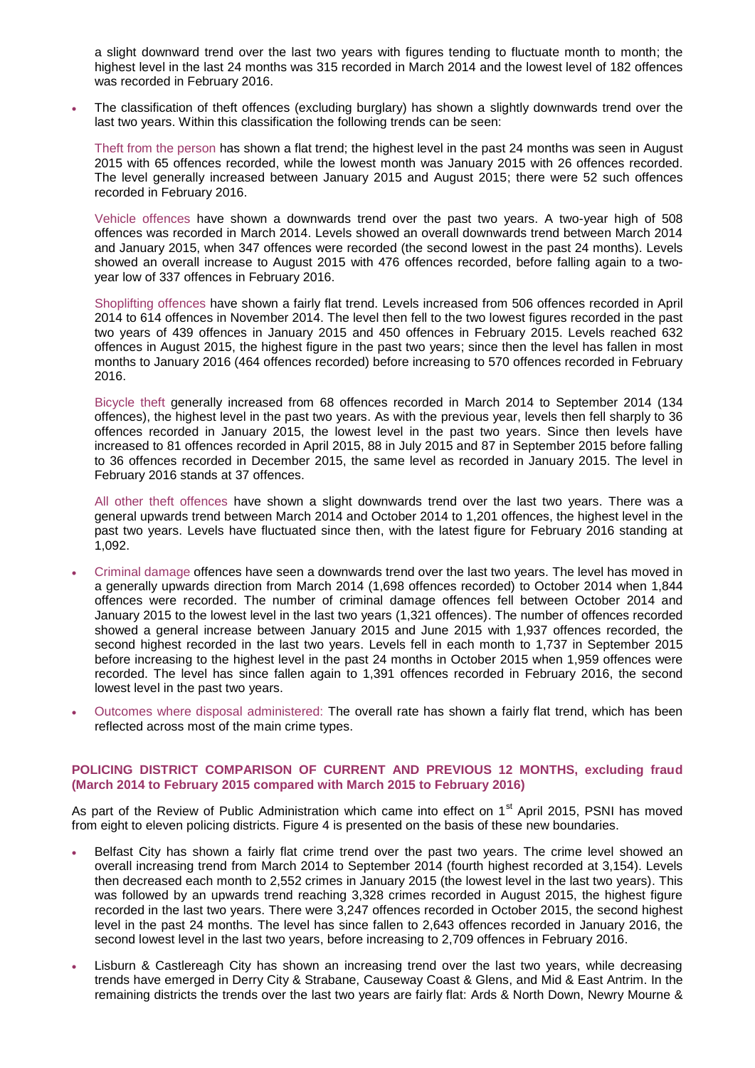a slight downward trend over the last two years with figures tending to fluctuate month to month; the highest level in the last 24 months was 315 recorded in March 2014 and the lowest level of 182 offences was recorded in February 2016.

- The classification of theft offences (excluding burglary) has shown a slightly downwards trend over the last two years. Within this classification the following trends can be seen:

  Theft from the person has shown a flat trend; the highest level in the past 24 months was seen in August 2015 with 65 offences recorded, while the lowest month was January 2015 with 26 offences recorded. The level generally increased between January 2015 and August 2015; there were 52 such offences recorded in February 2016.

  Vehicle offences have shown a downwards trend over the past two years. A two-year high of 508 offences was recorded in March 2014. Levels showed an overall downwards trend between March 2014 and January 2015, when 347 offences were recorded (the second lowest in the past 24 months). Levels showed an overall increase to August 2015 with 476 offences recorded, before falling again to a two-year low of 337 offences in February 2016.

  Shoplifting offences have shown a fairly flat trend. Levels increased from 506 offences recorded in April 2014 to 614 offences in November 2014. The level then fell to the two lowest figures recorded in the past two years of 439 offences in January 2015 and 450 offences in February 2015. Levels reached 632 offences in August 2015, the highest figure in the past two years; since then the level has fallen in most months to January 2016 (464 offences recorded) before increasing to 570 offences recorded in February 2016.

  Bicycle theft generally increased from 68 offences recorded in March 2014 to September 2014 (134 offences), the highest level in the past two years. As with the previous year, levels then fell sharply to 36 offences recorded in January 2015, the lowest level in the past two years. Since then levels have increased to 81 offences recorded in April 2015, 88 in July 2015 and 87 in September 2015 before falling to 36 offences recorded in December 2015, the same level as recorded in January 2015. The level in February 2016 stands at 37 offences.

  All other theft offences have shown a slight downwards trend over the last two years. There was a general upwards trend between March 2014 and October 2014 to 1,201 offences, the highest level in the past two years. Levels have fluctuated since then, with the latest figure for February 2016 standing at 1,092.

- Criminal damage offences have seen a downwards trend over the last two years. The level has moved in a generally upwards direction from March 2014 (1,698 offences recorded) to October 2014 when 1,844 offences were recorded. The number of criminal damage offences fell between October 2014 and January 2015 to the lowest level in the last two years (1,321 offences). The number of offences recorded showed a general increase between January 2015 and June 2015 with 1,937 offences recorded, the second highest recorded in the last two years. Levels fell in each month to 1,737 in September 2015 before increasing to the highest level in the past 24 months in October 2015 when 1,959 offences were recorded. The level has since fallen again to 1,391 offences recorded in February 2016, the second lowest level in the past two years.

- Outcomes where disposal administered: The overall rate has shown a fairly flat trend, which has been reflected across most of the main crime types.

### POLICING DISTRICT COMPARISON OF CURRENT AND PREVIOUS 12 MONTHS, excluding fraud (March 2014 to February 2015 compared with March 2015 to February 2016)

As part of the Review of Public Administration which came into effect on 1st April 2015, PSNI has moved from eight to eleven policing districts. Figure 4 is presented on the basis of these new boundaries.

- Belfast City has shown a fairly flat crime trend over the past two years. The crime level showed an overall increasing trend from March 2014 to September 2014 (fourth highest recorded at 3,154). Levels then decreased each month to 2,552 crimes in January 2015 (the lowest level in the last two years). This was followed by an upwards trend reaching 3,328 crimes recorded in August 2015, the highest figure recorded in the last two years. There were 3,247 offences recorded in October 2015, the second highest level in the past 24 months. The level has since fallen to 2,643 offences recorded in January 2016, the second lowest level in the last two years, before increasing to 2,709 offences in February 2016.

- Lisburn & Castlereagh City has shown an increasing trend over the last two years, while decreasing trends have emerged in Derry City & Strabane, Causeway Coast & Glens, and Mid & East Antrim. In the remaining districts the trends over the last two years are fairly flat: Ards & North Down, Newry Mourne &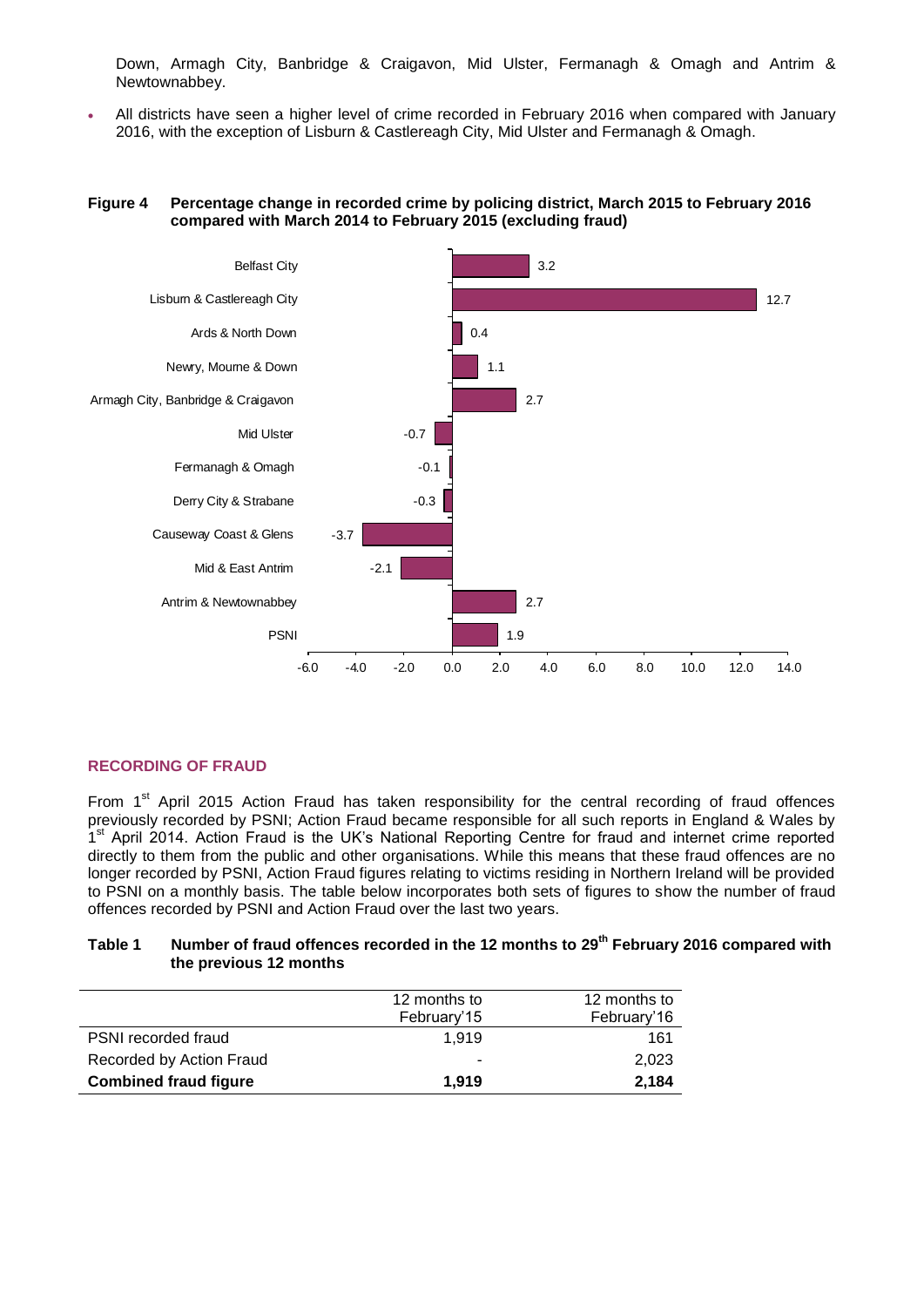Down, Armagh City, Banbridge & Craigavon, Mid Ulster, Fermanagh & Omagh and Antrim & Newtownabbey.

- All districts have seen a higher level of crime recorded in February 2016 when compared with January 2016, with the exception of Lisburn & Castlereagh City, Mid Ulster and Fermanagh & Omagh.

**Figure 4 Percentage change in recorded crime by policing district, March 2015 to February 2016 compared with March 2014 to February 2015 (excluding fraud)**

| Policing district | % change |
|---|---|
| Belfast City | 3.2 |
| Lisburn & Castlereagh City | 12.7 |
| Ards & North Down | 0.4 |
| Newry, Mourne & Down | 1.1 |
| Armagh City, Banbridge & Craigavon | 2.7 |
| Mid Ulster | -0.7 |
| Fermanagh & Omagh | -0.1 |
| Derry City & Strabane | -0.3 |
| Causeway Coast & Glens | -3.7 |
| Mid & East Antrim | -2.1 |
| Antrim & Newtownabbey | 2.7 |
| PSNI | 1.9 |

## RECORDING OF FRAUD

From 1st April 2015 Action Fraud has taken responsibility for the central recording of fraud offences previously recorded by PSNI; Action Fraud became responsible for all such reports in England & Wales by 1st April 2014. Action Fraud is the UK's National Reporting Centre for fraud and internet crime reported directly to them from the public and other organisations. While this means that these fraud offences are no longer recorded by PSNI, Action Fraud figures relating to victims residing in Northern Ireland will be provided to PSNI on a monthly basis. The table below incorporates both sets of figures to show the number of fraud offences recorded by PSNI and Action Fraud over the last two years.

**Table 1 Number of fraud offences recorded in the 12 months to 29th February 2016 compared with the previous 12 months**

| | 12 months to February'15 | 12 months to February'16 |
|---|---|---|
| PSNI recorded fraud | 1,919 | 161 |
| Recorded by Action Fraud | - | 2,023 |
| **Combined fraud figure** | **1,919** | **2,184** |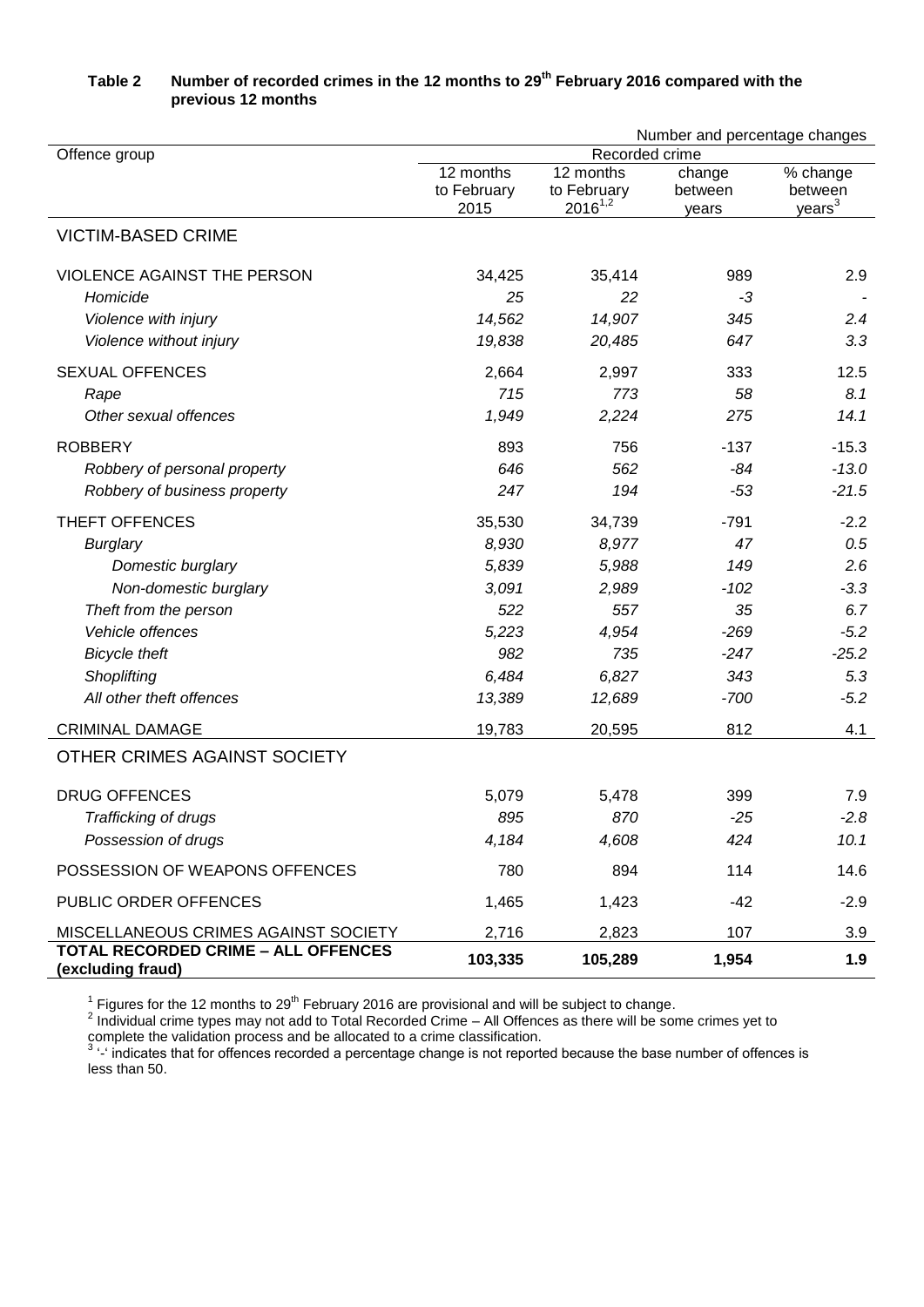**Table 2 Number of recorded crimes in the 12 months to 29th February 2016 compared with the previous 12 months**

| Offence group | Recorded crime | | | Number and percentage changes |
|---|---|---|---|---|
| | 12 months to February 2015 | 12 months to February 2016[1,2] | change between years | % change between years[3] |
| VICTIM-BASED CRIME | | | | |
| VIOLENCE AGAINST THE PERSON | 34,425 | 35,414 | 989 | 2.9 |
| *Homicide* | *25* | *22* | *-3* | - |
| *Violence with injury* | *14,562* | *14,907* | *345* | *2.4* |
| *Violence without injury* | *19,838* | *20,485* | *647* | *3.3* |
| SEXUAL OFFENCES | 2,664 | 2,997 | 333 | 12.5 |
| *Rape* | *715* | *773* | *58* | *8.1* |
| *Other sexual offences* | *1,949* | *2,224* | *275* | *14.1* |
| ROBBERY | 893 | 756 | -137 | -15.3 |
| *Robbery of personal property* | *646* | *562* | *-84* | *-13.0* |
| *Robbery of business property* | *247* | *194* | *-53* | *-21.5* |
| THEFT OFFENCES | 35,530 | 34,739 | -791 | -2.2 |
| *Burglary* | *8,930* | *8,977* | *47* | *0.5* |
| *Domestic burglary* | *5,839* | *5,988* | *149* | *2.6* |
| *Non-domestic burglary* | *3,091* | *2,989* | *-102* | *-3.3* |
| *Theft from the person* | *522* | *557* | *35* | *6.7* |
| *Vehicle offences* | *5,223* | *4,954* | *-269* | *-5.2* |
| *Bicycle theft* | *982* | *735* | *-247* | *-25.2* |
| *Shoplifting* | *6,484* | *6,827* | *343* | *5.3* |
| *All other theft offences* | *13,389* | *12,689* | *-700* | *-5.2* |
| CRIMINAL DAMAGE | 19,783 | 20,595 | 812 | 4.1 |
| OTHER CRIMES AGAINST SOCIETY | | | | |
| DRUG OFFENCES | 5,079 | 5,478 | 399 | 7.9 |
| *Trafficking of drugs* | *895* | *870* | *-25* | *-2.8* |
| *Possession of drugs* | *4,184* | *4,608* | *424* | *10.1* |
| POSSESSION OF WEAPONS OFFENCES | 780 | 894 | 114 | 14.6 |
| PUBLIC ORDER OFFENCES | 1,465 | 1,423 | -42 | -2.9 |
| MISCELLANEOUS CRIMES AGAINST SOCIETY | 2,716 | 2,823 | 107 | 3.9 |
| **TOTAL RECORDED CRIME – ALL OFFENCES (excluding fraud)** | **103,335** | **105,289** | **1,954** | **1.9** |

[1] Figures for the 12 months to 29th February 2016 are provisional and will be subject to change.
[2] Individual crime types may not add to Total Recorded Crime – All Offences as there will be some crimes yet to complete the validation process and be allocated to a crime classification.
[3] '-' indicates that for offences recorded a percentage change is not reported because the base number of offences is less than 50.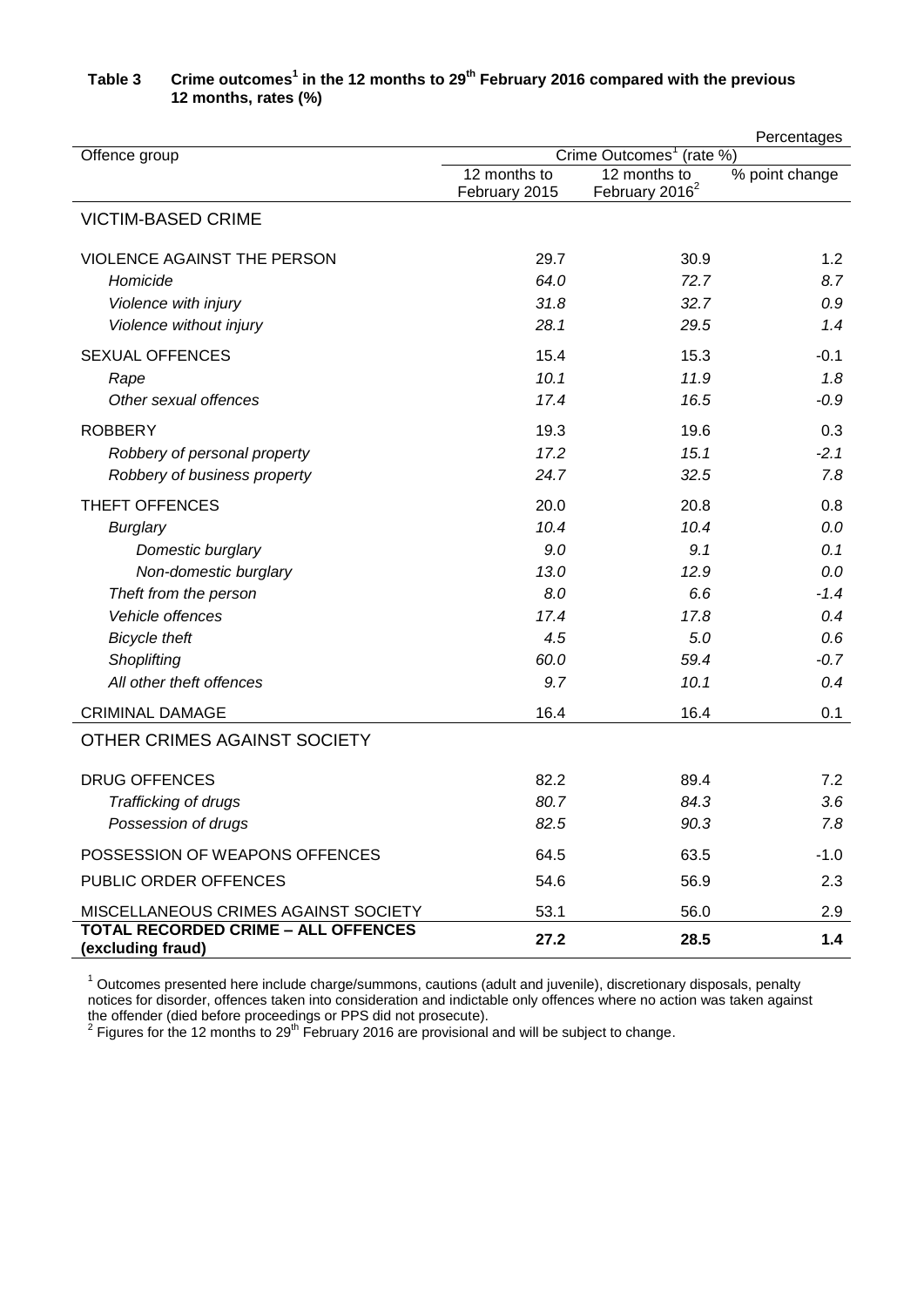**Table 3 Crime outcomes[1] in the 12 months to 29th February 2016 compared with the previous 12 months, rates (%)**

Percentages

| Offence group | Crime Outcomes[1] (rate %) | | |
|---|---|---|---|
| | 12 months to February 2015 | 12 months to February 2016[2] | % point change |
| **VICTIM-BASED CRIME** | | | |
| VIOLENCE AGAINST THE PERSON | 29.7 | 30.9 | 1.2 |
| *Homicide* | *64.0* | *72.7* | *8.7* |
| *Violence with injury* | *31.8* | *32.7* | *0.9* |
| *Violence without injury* | *28.1* | *29.5* | *1.4* |
| SEXUAL OFFENCES | 15.4 | 15.3 | -0.1 |
| *Rape* | *10.1* | *11.9* | *1.8* |
| *Other sexual offences* | *17.4* | *16.5* | *-0.9* |
| ROBBERY | 19.3 | 19.6 | 0.3 |
| *Robbery of personal property* | *17.2* | *15.1* | *-2.1* |
| *Robbery of business property* | *24.7* | *32.5* | *7.8* |
| THEFT OFFENCES | 20.0 | 20.8 | 0.8 |
| *Burglary* | *10.4* | *10.4* | *0.0* |
| *Domestic burglary* | *9.0* | *9.1* | *0.1* |
| *Non-domestic burglary* | *13.0* | *12.9* | *0.0* |
| *Theft from the person* | *8.0* | *6.6* | *-1.4* |
| *Vehicle offences* | *17.4* | *17.8* | *0.4* |
| *Bicycle theft* | *4.5* | *5.0* | *0.6* |
| *Shoplifting* | *60.0* | *59.4* | *-0.7* |
| *All other theft offences* | *9.7* | *10.1* | *0.4* |
| CRIMINAL DAMAGE | 16.4 | 16.4 | 0.1 |
| **OTHER CRIMES AGAINST SOCIETY** | | | |
| DRUG OFFENCES | 82.2 | 89.4 | 7.2 |
| *Trafficking of drugs* | *80.7* | *84.3* | *3.6* |
| *Possession of drugs* | *82.5* | *90.3* | *7.8* |
| POSSESSION OF WEAPONS OFFENCES | 64.5 | 63.5 | -1.0 |
| PUBLIC ORDER OFFENCES | 54.6 | 56.9 | 2.3 |
| MISCELLANEOUS CRIMES AGAINST SOCIETY | 53.1 | 56.0 | 2.9 |
| **TOTAL RECORDED CRIME – ALL OFFENCES (excluding fraud)** | **27.2** | **28.5** | **1.4** |

[1] Outcomes presented here include charge/summons, cautions (adult and juvenile), discretionary disposals, penalty notices for disorder, offences taken into consideration and indictable only offences where no action was taken against the offender (died before proceedings or PPS did not prosecute).
[2] Figures for the 12 months to 29th February 2016 are provisional and will be subject to change.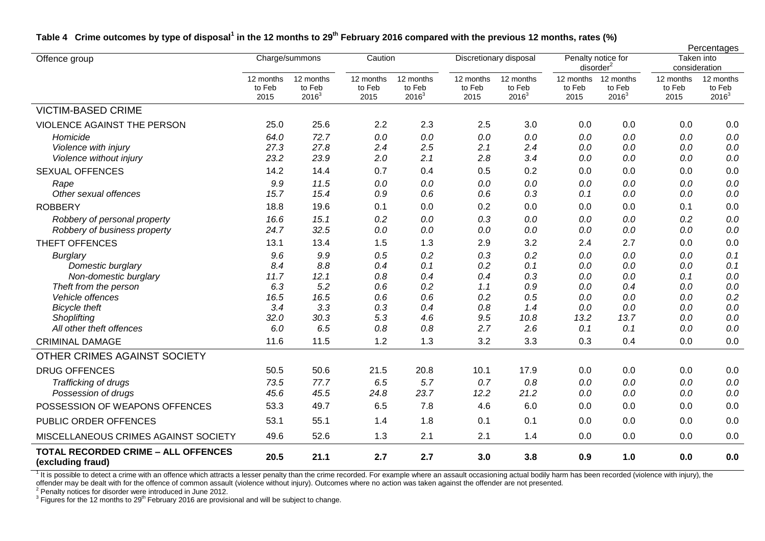**Table 4 Crime outcomes by type of disposal[1] in the 12 months to 29th February 2016 compared with the previous 12 months, rates (%)**

Percentages

| Offence group | Charge/summons | | Caution | | Discretionary disposal | | Penalty notice for disorder[2] | | Taken into consideration | |
|---|---|---|---|---|---|---|---|---|---|---|
| | 12 months to Feb 2015 | 12 months to Feb 2016[3] | 12 months to Feb 2015 | 12 months to Feb 2016[3] | 12 months to Feb 2015 | 12 months to Feb 2016[3] | 12 months to Feb 2015 | 12 months to Feb 2016[3] | 12 months to Feb 2015 | 12 months to Feb 2016[3] |
| VICTIM-BASED CRIME | | | | | | | | | | |
| VIOLENCE AGAINST THE PERSON | 25.0 | 25.6 | 2.2 | 2.3 | 2.5 | 3.0 | 0.0 | 0.0 | 0.0 | 0.0 |
| *Homicide* | *64.0* | *72.7* | *0.0* | *0.0* | *0.0* | *0.0* | *0.0* | *0.0* | *0.0* | *0.0* |
| *Violence with injury* | *27.3* | *27.8* | *2.4* | *2.5* | *2.1* | *2.4* | *0.0* | *0.0* | *0.0* | *0.0* |
| *Violence without injury* | *23.2* | *23.9* | *2.0* | *2.1* | *2.8* | *3.4* | *0.0* | *0.0* | *0.0* | *0.0* |
| SEXUAL OFFENCES | 14.2 | 14.4 | 0.7 | 0.4 | 0.5 | 0.2 | 0.0 | 0.0 | 0.0 | 0.0 |
| *Rape* | *9.9* | *11.5* | *0.0* | *0.0* | *0.0* | *0.0* | *0.0* | *0.0* | *0.0* | *0.0* |
| *Other sexual offences* | *15.7* | *15.4* | *0.9* | *0.6* | *0.6* | *0.3* | *0.1* | *0.0* | *0.0* | *0.0* |
| ROBBERY | 18.8 | 19.6 | 0.1 | 0.0 | 0.2 | 0.0 | 0.0 | 0.0 | 0.1 | 0.0 |
| *Robbery of personal property* | *16.6* | *15.1* | *0.2* | *0.0* | *0.3* | *0.0* | *0.0* | *0.0* | *0.2* | *0.0* |
| *Robbery of business property* | *24.7* | *32.5* | *0.0* | *0.0* | *0.0* | *0.0* | *0.0* | *0.0* | *0.0* | *0.0* |
| THEFT OFFENCES | 13.1 | 13.4 | 1.5 | 1.3 | 2.9 | 3.2 | 2.4 | 2.7 | 0.0 | 0.0 |
| *Burglary* | *9.6* | *9.9* | *0.5* | *0.2* | *0.3* | *0.2* | *0.0* | *0.0* | *0.0* | *0.1* |
| *Domestic burglary* | *8.4* | *8.8* | *0.4* | *0.1* | *0.2* | *0.1* | *0.0* | *0.0* | *0.0* | *0.1* |
| *Non-domestic burglary* | *11.7* | *12.1* | *0.8* | *0.4* | *0.4* | *0.3* | *0.0* | *0.0* | *0.1* | *0.0* |
| *Theft from the person* | *6.3* | *5.2* | *0.6* | *0.2* | *1.1* | *0.9* | *0.0* | *0.4* | *0.0* | *0.0* |
| *Vehicle offences* | *16.5* | *16.5* | *0.6* | *0.6* | *0.2* | *0.5* | *0.0* | *0.0* | *0.0* | *0.2* |
| *Bicycle theft* | *3.4* | *3.3* | *0.3* | *0.4* | *0.8* | *1.4* | *0.0* | *0.0* | *0.0* | *0.0* |
| *Shoplifting* | *32.0* | *30.3* | *5.3* | *4.6* | *9.5* | *10.8* | *13.2* | *13.7* | *0.0* | *0.0* |
| *All other theft offences* | *6.0* | *6.5* | *0.8* | *0.8* | *2.7* | *2.6* | *0.1* | *0.1* | *0.0* | *0.0* |
| CRIMINAL DAMAGE | 11.6 | 11.5 | 1.2 | 1.3 | 3.2 | 3.3 | 0.3 | 0.4 | 0.0 | 0.0 |
| OTHER CRIMES AGAINST SOCIETY | | | | | | | | | | |
| DRUG OFFENCES | 50.5 | 50.6 | 21.5 | 20.8 | 10.1 | 17.9 | 0.0 | 0.0 | 0.0 | 0.0 |
| *Trafficking of drugs* | *73.5* | *77.7* | *6.5* | *5.7* | *0.7* | *0.8* | *0.0* | *0.0* | *0.0* | *0.0* |
| *Possession of drugs* | *45.6* | *45.5* | *24.8* | *23.7* | *12.2* | *21.2* | *0.0* | *0.0* | *0.0* | *0.0* |
| POSSESSION OF WEAPONS OFFENCES | 53.3 | 49.7 | 6.5 | 7.8 | 4.6 | 6.0 | 0.0 | 0.0 | 0.0 | 0.0 |
| PUBLIC ORDER OFFENCES | 53.1 | 55.1 | 1.4 | 1.8 | 0.1 | 0.1 | 0.0 | 0.0 | 0.0 | 0.0 |
| MISCELLANEOUS CRIMES AGAINST SOCIETY | 49.6 | 52.6 | 1.3 | 2.1 | 2.1 | 1.4 | 0.0 | 0.0 | 0.0 | 0.0 |
| **TOTAL RECORDED CRIME – ALL OFFENCES (excluding fraud)** | **20.5** | **21.1** | **2.7** | **2.7** | **3.0** | **3.8** | **0.9** | **1.0** | **0.0** | **0.0** |

[1] It is possible to detect a crime with an offence which attracts a lesser penalty than the crime recorded. For example where an assault occasioning actual bodily harm has been recorded (violence with injury), the offender may be dealt with for the offence of common assault (violence without injury). Outcomes where no action was taken against the offender are not presented.
[2] Penalty notices for disorder were introduced in June 2012.
[3] Figures for the 12 months to 29th February 2016 are provisional and will be subject to change.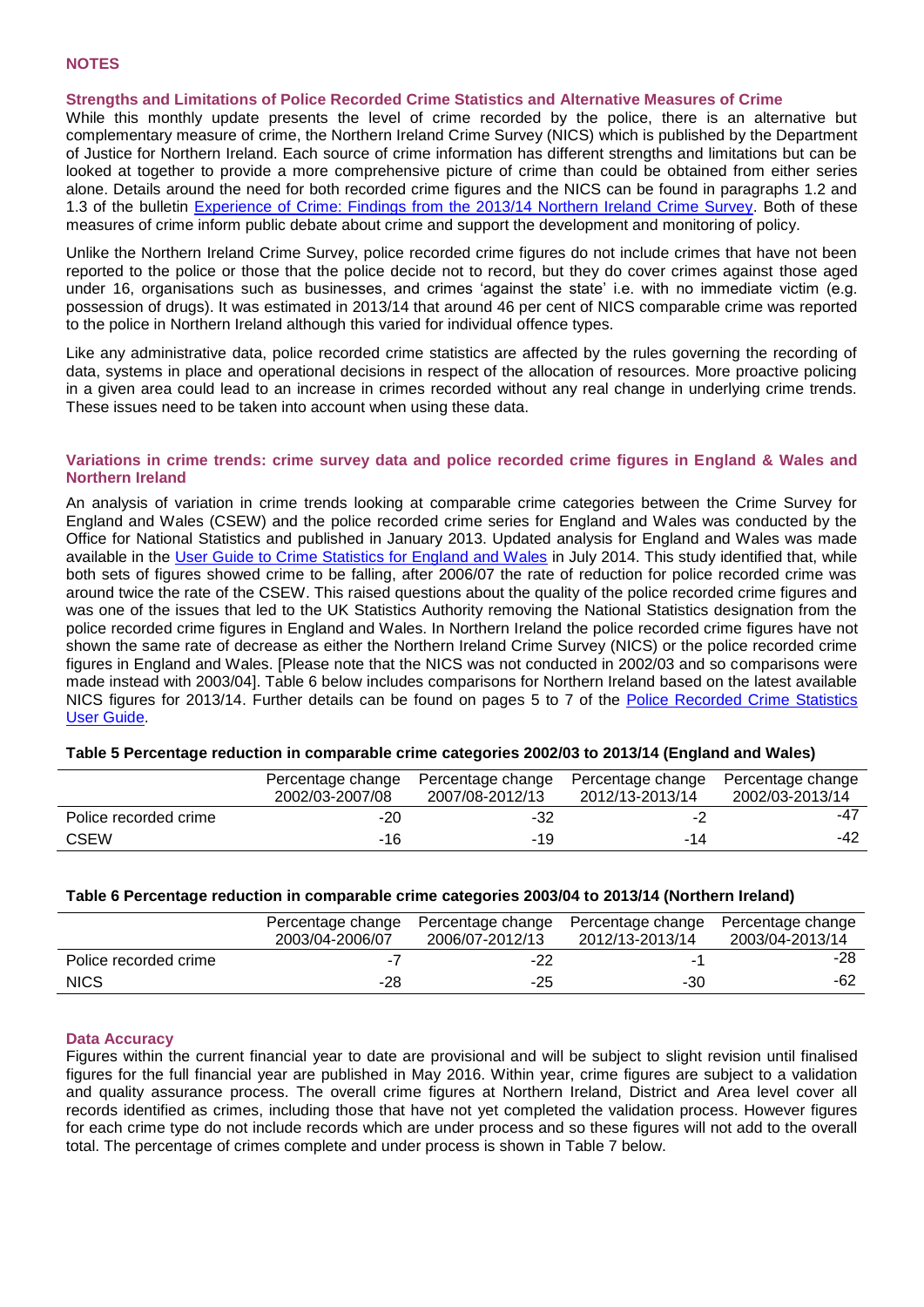## NOTES

### Strengths and Limitations of Police Recorded Crime Statistics and Alternative Measures of Crime

While this monthly update presents the level of crime recorded by the police, there is an alternative but complementary measure of crime, the Northern Ireland Crime Survey (NICS) which is published by the Department of Justice for Northern Ireland. Each source of crime information has different strengths and limitations but can be looked at together to provide a more comprehensive picture of crime than could be obtained from either series alone. Details around the need for both recorded crime figures and the NICS can be found in paragraphs 1.2 and 1.3 of the bulletin [Experience of Crime: Findings from the 2013/14 Northern Ireland Crime Survey](). Both of these measures of crime inform public debate about crime and support the development and monitoring of policy.

Unlike the Northern Ireland Crime Survey, police recorded crime figures do not include crimes that have not been reported to the police or those that the police decide not to record, but they do cover crimes against those aged under 16, organisations such as businesses, and crimes 'against the state' i.e. with no immediate victim (e.g. possession of drugs). It was estimated in 2013/14 that around 46 per cent of NICS comparable crime was reported to the police in Northern Ireland although this varied for individual offence types.

Like any administrative data, police recorded crime statistics are affected by the rules governing the recording of data, systems in place and operational decisions in respect of the allocation of resources. More proactive policing in a given area could lead to an increase in crimes recorded without any real change in underlying crime trends. These issues need to be taken into account when using these data.

### Variations in crime trends: crime survey data and police recorded crime figures in England & Wales and Northern Ireland

An analysis of variation in crime trends looking at comparable crime categories between the Crime Survey for England and Wales (CSEW) and the police recorded crime series for England and Wales was conducted by the Office for National Statistics and published in January 2013. Updated analysis for England and Wales was made available in the [User Guide to Crime Statistics for England and Wales]() in July 2014. This study identified that, while both sets of figures showed crime to be falling, after 2006/07 the rate of reduction for police recorded crime was around twice the rate of the CSEW. This raised questions about the quality of the police recorded crime figures and was one of the issues that led to the UK Statistics Authority removing the National Statistics designation from the police recorded crime figures in England and Wales. In Northern Ireland the police recorded crime figures have not shown the same rate of decrease as either the Northern Ireland Crime Survey (NICS) or the police recorded crime figures in England and Wales. [Please note that the NICS was not conducted in 2002/03 and so comparisons were made instead with 2003/04]. Table 6 below includes comparisons for Northern Ireland based on the latest available NICS figures for 2013/14. Further details can be found on pages 5 to 7 of the [Police Recorded Crime Statistics User Guide]().

**Table 5 Percentage reduction in comparable crime categories 2002/03 to 2013/14 (England and Wales)**

| | Percentage change 2002/03-2007/08 | Percentage change 2007/08-2012/13 | Percentage change 2012/13-2013/14 | Percentage change 2002/03-2013/14 |
|---|---|---|---|---|
| Police recorded crime | -20 | -32 | -2 | -47 |
| CSEW | -16 | -19 | -14 | -42 |

**Table 6 Percentage reduction in comparable crime categories 2003/04 to 2013/14 (Northern Ireland)**

| | Percentage change 2003/04-2006/07 | Percentage change 2006/07-2012/13 | Percentage change 2012/13-2013/14 | Percentage change 2003/04-2013/14 |
|---|---|---|---|---|
| Police recorded crime | -7 | -22 | -1 | -28 |
| NICS | -28 | -25 | -30 | -62 |

### Data Accuracy

Figures within the current financial year to date are provisional and will be subject to slight revision until finalised figures for the full financial year are published in May 2016. Within year, crime figures are subject to a validation and quality assurance process. The overall crime figures at Northern Ireland, District and Area level cover all records identified as crimes, including those that have not yet completed the validation process. However figures for each crime type do not include records which are under process and so these figures will not add to the overall total. The percentage of crimes complete and under process is shown in Table 7 below.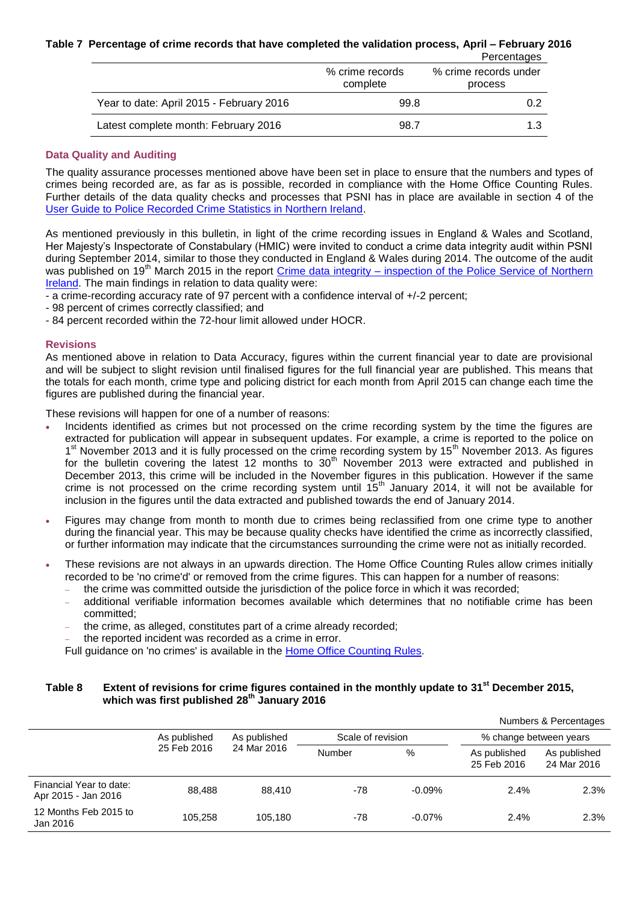**Table 7 Percentage of crime records that have completed the validation process, April – February 2016**

Percentages

| | % crime records complete | % crime records under process |
|---|---|---|
| Year to date: April 2015 - February 2016 | 99.8 | 0.2 |
| Latest complete month: February 2016 | 98.7 | 1.3 |

### Data Quality and Auditing

The quality assurance processes mentioned above have been set in place to ensure that the numbers and types of crimes being recorded are, as far as is possible, recorded in compliance with the Home Office Counting Rules. Further details of the data quality checks and processes that PSNI has in place are available in section 4 of the [User Guide to Police Recorded Crime Statistics in Northern Ireland](User Guide to Police Recorded Crime Statistics in Northern Ireland).

As mentioned previously in this bulletin, in light of the crime recording issues in England & Wales and Scotland, Her Majesty's Inspectorate of Constabulary (HMIC) were invited to conduct a crime data integrity audit within PSNI during September 2014, similar to those they conducted in England & Wales during 2014. The outcome of the audit was published on 19th March 2015 in the report [Crime data integrity – inspection of the Police Service of Northern Ireland](Crime data integrity – inspection of the Police Service of Northern Ireland). The main findings in relation to data quality were:

- a crime-recording accuracy rate of 97 percent with a confidence interval of +/-2 percent;
- 98 percent of crimes correctly classified; and
- 84 percent recorded within the 72-hour limit allowed under HOCR.

### Revisions

As mentioned above in relation to Data Accuracy, figures within the current financial year to date are provisional and will be subject to slight revision until finalised figures for the full financial year are published. This means that the totals for each month, crime type and policing district for each month from April 2015 can change each time the figures are published during the financial year.

These revisions will happen for one of a number of reasons:

- Incidents identified as crimes but not processed on the crime recording system by the time the figures are extracted for publication will appear in subsequent updates. For example, a crime is reported to the police on 1st November 2013 and it is fully processed on the crime recording system by 15th November 2013. As figures for the bulletin covering the latest 12 months to 30th November 2013 were extracted and published in December 2013, this crime will be included in the November figures in this publication. However if the same crime is not processed on the crime recording system until 15th January 2014, it will not be available for inclusion in the figures until the data extracted and published towards the end of January 2014.
- Figures may change from month to month due to crimes being reclassified from one crime type to another during the financial year. This may be because quality checks have identified the crime as incorrectly classified, or further information may indicate that the circumstances surrounding the crime were not as initially recorded.
- These revisions are not always in an upwards direction. The Home Office Counting Rules allow crimes initially recorded to be 'no crime'd' or removed from the crime figures. This can happen for a number of reasons:
  - the crime was committed outside the jurisdiction of the police force in which it was recorded;
  - additional verifiable information becomes available which determines that no notifiable crime has been committed;
  - the crime, as alleged, constitutes part of a crime already recorded;
  - the reported incident was recorded as a crime in error.

  Full guidance on 'no crimes' is available in the [Home Office Counting Rules](Home Office Counting Rules).

**Table 8 Extent of revisions for crime figures contained in the monthly update to 31st December 2015, which was first published 28th January 2016**

Numbers & Percentages

| | As published 25 Feb 2016 | As published 24 Mar 2016 | Scale of revision | | % change between years | |
|---|---|---|---|---|---|---|
| | | | Number | % | As published 25 Feb 2016 | As published 24 Mar 2016 |
| Financial Year to date: Apr 2015 - Jan 2016 | 88,488 | 88,410 | -78 | -0.09% | 2.4% | 2.3% |
| 12 Months Feb 2015 to Jan 2016 | 105,258 | 105,180 | -78 | -0.07% | 2.4% | 2.3% |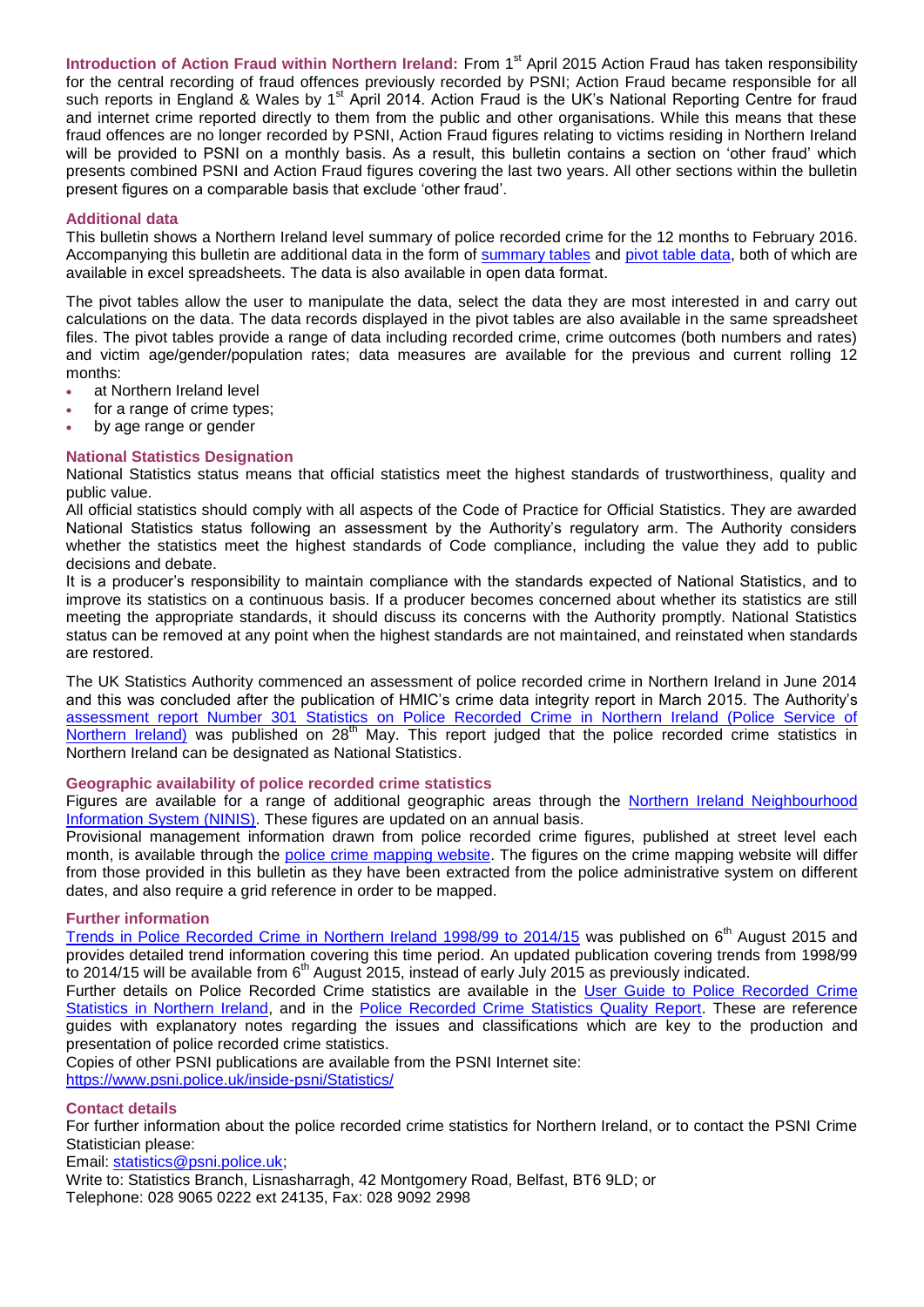**Introduction of Action Fraud within Northern Ireland:** From 1st April 2015 Action Fraud has taken responsibility for the central recording of fraud offences previously recorded by PSNI; Action Fraud became responsible for all such reports in England & Wales by 1st April 2014. Action Fraud is the UK's National Reporting Centre for fraud and internet crime reported directly to them from the public and other organisations. While this means that these fraud offences are no longer recorded by PSNI, Action Fraud figures relating to victims residing in Northern Ireland will be provided to PSNI on a monthly basis. As a result, this bulletin contains a section on 'other fraud' which presents combined PSNI and Action Fraud figures covering the last two years. All other sections within the bulletin present figures on a comparable basis that exclude 'other fraud'.

### Additional data

This bulletin shows a Northern Ireland level summary of police recorded crime for the 12 months to February 2016. Accompanying this bulletin are additional data in the form of summary tables and pivot table data, both of which are available in excel spreadsheets. The data is also available in open data format.

The pivot tables allow the user to manipulate the data, select the data they are most interested in and carry out calculations on the data. The data records displayed in the pivot tables are also available in the same spreadsheet files. The pivot tables provide a range of data including recorded crime, crime outcomes (both numbers and rates) and victim age/gender/population rates; data measures are available for the previous and current rolling 12 months:

- at Northern Ireland level
- for a range of crime types;
- by age range or gender

### National Statistics Designation

National Statistics status means that official statistics meet the highest standards of trustworthiness, quality and public value.

All official statistics should comply with all aspects of the Code of Practice for Official Statistics. They are awarded National Statistics status following an assessment by the Authority's regulatory arm. The Authority considers whether the statistics meet the highest standards of Code compliance, including the value they add to public decisions and debate.

It is a producer's responsibility to maintain compliance with the standards expected of National Statistics, and to improve its statistics on a continuous basis. If a producer becomes concerned about whether its statistics are still meeting the appropriate standards, it should discuss its concerns with the Authority promptly. National Statistics status can be removed at any point when the highest standards are not maintained, and reinstated when standards are restored.

The UK Statistics Authority commenced an assessment of police recorded crime in Northern Ireland in June 2014 and this was concluded after the publication of HMIC's crime data integrity report in March 2015. The Authority's assessment report Number 301 Statistics on Police Recorded Crime in Northern Ireland (Police Service of Northern Ireland) was published on 28th May. This report judged that the police recorded crime statistics in Northern Ireland can be designated as National Statistics.

### Geographic availability of police recorded crime statistics

Figures are available for a range of additional geographic areas through the Northern Ireland Neighbourhood Information System (NINIS). These figures are updated on an annual basis.

Provisional management information drawn from police recorded crime figures, published at street level each month, is available through the police crime mapping website. The figures on the crime mapping website will differ from those provided in this bulletin as they have been extracted from the police administrative system on different dates, and also require a grid reference in order to be mapped.

### Further information

Trends in Police Recorded Crime in Northern Ireland 1998/99 to 2014/15 was published on 6th August 2015 and provides detailed trend information covering this time period. An updated publication covering trends from 1998/99 to 2014/15 will be available from 6th August 2015, instead of early July 2015 as previously indicated.

Further details on Police Recorded Crime statistics are available in the User Guide to Police Recorded Crime Statistics in Northern Ireland, and in the Police Recorded Crime Statistics Quality Report. These are reference guides with explanatory notes regarding the issues and classifications which are key to the production and presentation of police recorded crime statistics.

Copies of other PSNI publications are available from the PSNI Internet site:
https://www.psni.police.uk/inside-psni/Statistics/

### Contact details

For further information about the police recorded crime statistics for Northern Ireland, or to contact the PSNI Crime Statistician please:

Email: statistics@psni.police.uk;

Write to: Statistics Branch, Lisnasharragh, 42 Montgomery Road, Belfast, BT6 9LD; or

Telephone: 028 9065 0222 ext 24135, Fax: 028 9092 2998